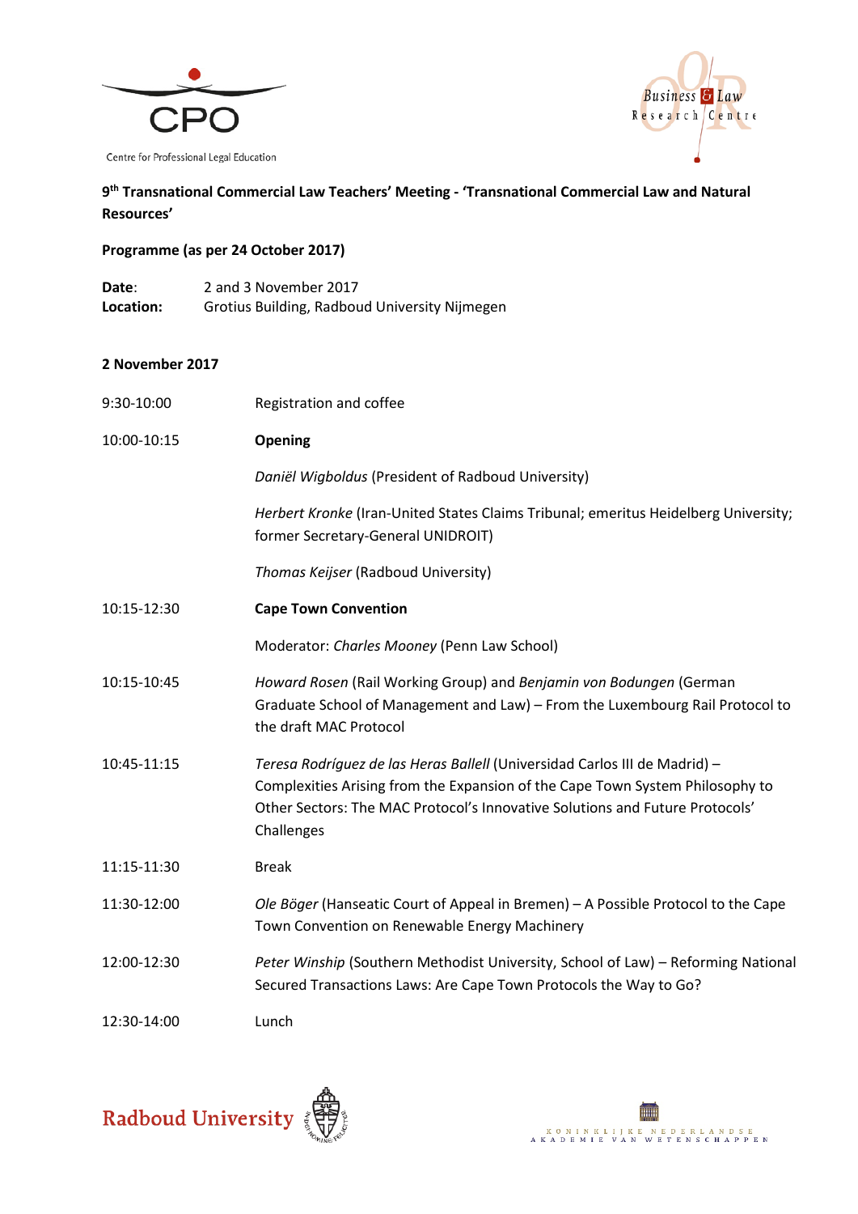Centre for Professional Legal Education

**9th Transnational Commercial Law Teachers' Meeting - 'Transnational Commercial Law and Natural Resources'**

**Programme (as per 24 October 2017)**

**Date:** 2 and 3 November 2017
**Location:** Grotius Building, Radboud University Nijmegen

**2 November 2017**

| | |
|---|---|
| 9:30-10:00 | Registration and coffee |
| 10:00-10:15 | **Opening** |
| | *Daniël Wigboldus* (President of Radboud University) |
| | *Herbert Kronke* (Iran-United States Claims Tribunal; emeritus Heidelberg University; former Secretary-General UNIDROIT) |
| | *Thomas Keijser* (Radboud University) |
| 10:15-12:30 | **Cape Town Convention** |
| | Moderator: *Charles Mooney* (Penn Law School) |
| 10:15-10:45 | *Howard Rosen* (Rail Working Group) and *Benjamin von Bodungen* (German Graduate School of Management and Law) – From the Luxembourg Rail Protocol to the draft MAC Protocol |
| 10:45-11:15 | *Teresa Rodríguez de las Heras Ballell* (Universidad Carlos III de Madrid) – Complexities Arising from the Expansion of the Cape Town System Philosophy to Other Sectors: The MAC Protocol's Innovative Solutions and Future Protocols' Challenges |
| 11:15-11:30 | Break |
| 11:30-12:00 | *Ole Böger* (Hanseatic Court of Appeal in Bremen) – A Possible Protocol to the Cape Town Convention on Renewable Energy Machinery |
| 12:00-12:30 | *Peter Winship* (Southern Methodist University, School of Law) – Reforming National Secured Transactions Laws: Are Cape Town Protocols the Way to Go? |
| 12:30-14:00 | Lunch |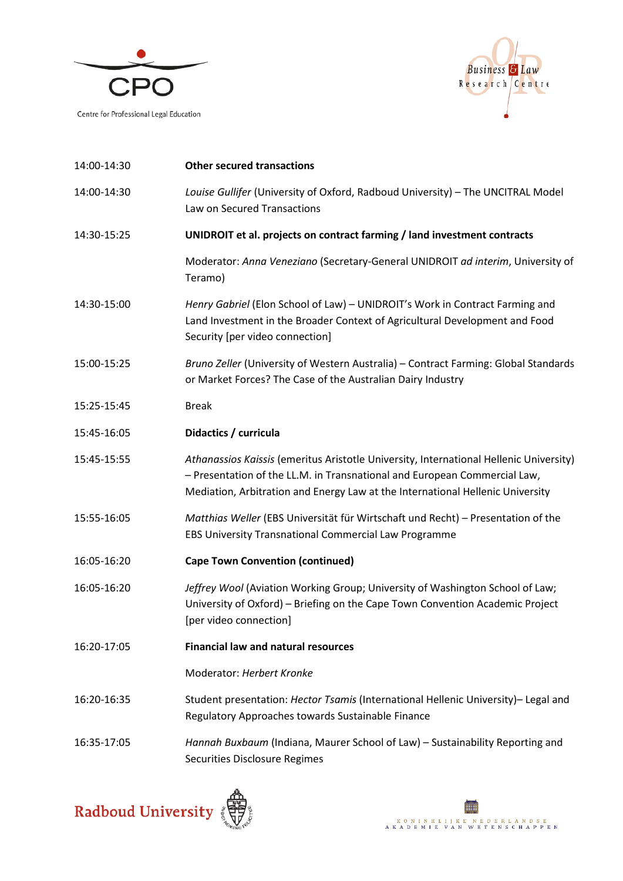| | |
|---|---|
| 14:00-14:30 | **Other secured transactions** |
| 14:00-14:30 | *Louise Gullifer* (University of Oxford, Radboud University) – The UNCITRAL Model Law on Secured Transactions |
| 14:30-15:25 | **UNIDROIT et al. projects on contract farming / land investment contracts** |
| | Moderator: *Anna Veneziano* (Secretary-General UNIDROIT *ad interim*, University of Teramo) |
| 14:30-15:00 | *Henry Gabriel* (Elon School of Law) – UNIDROIT's Work in Contract Farming and Land Investment in the Broader Context of Agricultural Development and Food Security [per video connection] |
| 15:00-15:25 | *Bruno Zeller* (University of Western Australia) – Contract Farming: Global Standards or Market Forces? The Case of the Australian Dairy Industry |
| 15:25-15:45 | Break |
| 15:45-16:05 | **Didactics / curricula** |
| 15:45-15:55 | *Athanassios Kaissis* (emeritus Aristotle University, International Hellenic University) – Presentation of the LL.M. in Transnational and European Commercial Law, Mediation, Arbitration and Energy Law at the International Hellenic University |
| 15:55-16:05 | *Matthias Weller* (EBS Universität für Wirtschaft und Recht) – Presentation of the EBS University Transnational Commercial Law Programme |
| 16:05-16:20 | **Cape Town Convention (continued)** |
| 16:05-16:20 | *Jeffrey Wool* (Aviation Working Group; University of Washington School of Law; University of Oxford) – Briefing on the Cape Town Convention Academic Project [per video connection] |
| 16:20-17:05 | **Financial law and natural resources** |
| | Moderator: *Herbert Kronke* |
| 16:20-16:35 | Student presentation: *Hector Tsamis* (International Hellenic University)– Legal and Regulatory Approaches towards Sustainable Finance |
| 16:35-17:05 | *Hannah Buxbaum* (Indiana, Maurer School of Law) – Sustainability Reporting and Securities Disclosure Regimes |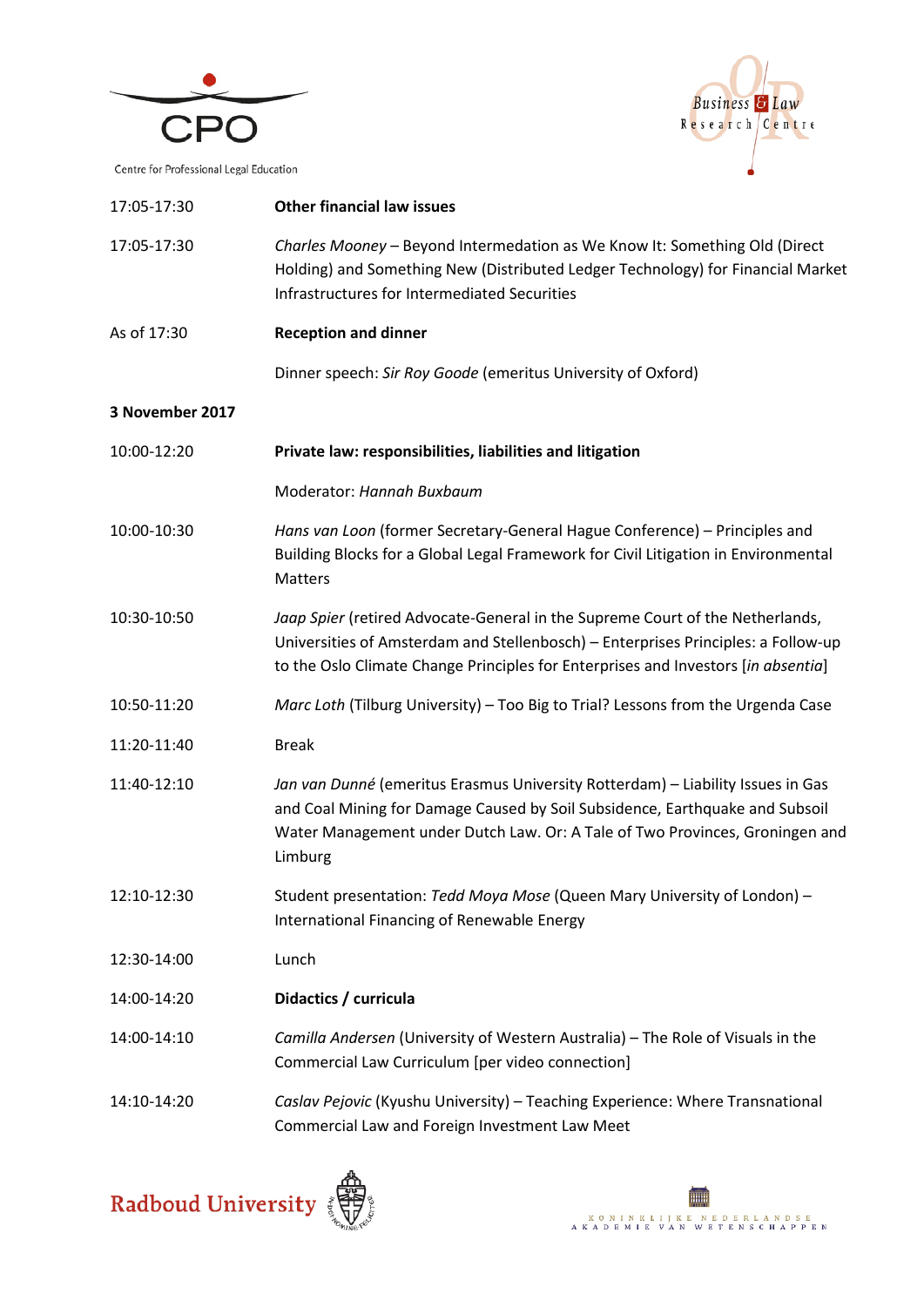| | |
|---|---|
| 17:05-17:30 | **Other financial law issues** |
| 17:05-17:30 | *Charles Mooney* – Beyond Intermedation as We Know It: Something Old (Direct Holding) and Something New (Distributed Ledger Technology) for Financial Market Infrastructures for Intermediated Securities |
| As of 17:30 | **Reception and dinner** |
| | Dinner speech: *Sir Roy Goode* (emeritus University of Oxford) |

**3 November 2017**

| | |
|---|---|
| 10:00-12:20 | **Private law: responsibilities, liabilities and litigation** |
| | Moderator: *Hannah Buxbaum* |
| 10:00-10:30 | *Hans van Loon* (former Secretary-General Hague Conference) – Principles and Building Blocks for a Global Legal Framework for Civil Litigation in Environmental Matters |
| 10:30-10:50 | *Jaap Spier* (retired Advocate-General in the Supreme Court of the Netherlands, Universities of Amsterdam and Stellenbosch) – Enterprises Principles: a Follow-up to the Oslo Climate Change Principles for Enterprises and Investors [*in absentia*] |
| 10:50-11:20 | *Marc Loth* (Tilburg University) – Too Big to Trial? Lessons from the Urgenda Case |
| 11:20-11:40 | Break |
| 11:40-12:10 | *Jan van Dunné* (emeritus Erasmus University Rotterdam) – Liability Issues in Gas and Coal Mining for Damage Caused by Soil Subsidence, Earthquake and Subsoil Water Management under Dutch Law. Or: A Tale of Two Provinces, Groningen and Limburg |
| 12:10-12:30 | Student presentation: *Tedd Moya Mose* (Queen Mary University of London) – International Financing of Renewable Energy |
| 12:30-14:00 | Lunch |
| 14:00-14:20 | **Didactics / curricula** |
| 14:00-14:10 | *Camilla Andersen* (University of Western Australia) – The Role of Visuals in the Commercial Law Curriculum [per video connection] |
| 14:10-14:20 | *Caslav Pejovic* (Kyushu University) – Teaching Experience: Where Transnational Commercial Law and Foreign Investment Law Meet |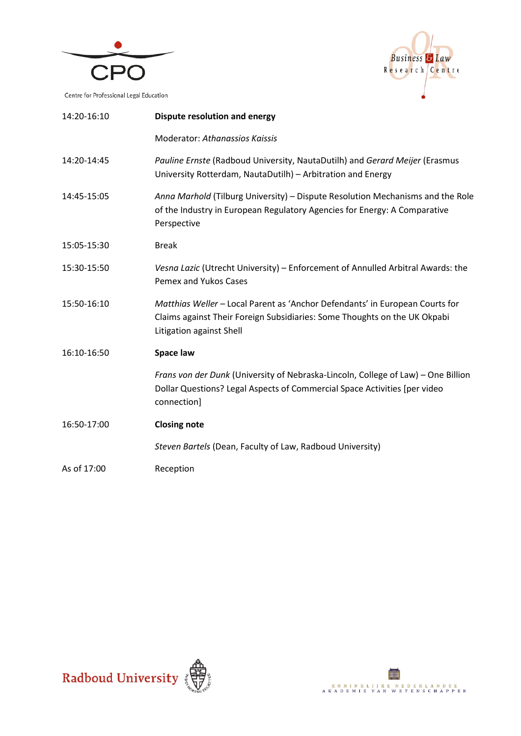| | |
|---|---|
| 14:20-16:10 | **Dispute resolution and energy** |
| | Moderator: *Athanassios Kaissis* |
| 14:20-14:45 | *Pauline Ernste* (Radboud University, NautaDutilh) and *Gerard Meijer* (Erasmus University Rotterdam, NautaDutilh) – Arbitration and Energy |
| 14:45-15:05 | *Anna Marhold* (Tilburg University) – Dispute Resolution Mechanisms and the Role of the Industry in European Regulatory Agencies for Energy: A Comparative Perspective |
| 15:05-15:30 | Break |
| 15:30-15:50 | *Vesna Lazic* (Utrecht University) – Enforcement of Annulled Arbitral Awards: the Pemex and Yukos Cases |
| 15:50-16:10 | *Matthias Weller* – Local Parent as 'Anchor Defendants' in European Courts for Claims against Their Foreign Subsidiaries: Some Thoughts on the UK Okpabi Litigation against Shell |
| 16:10-16:50 | **Space law** |
| | *Frans von der Dunk* (University of Nebraska-Lincoln, College of Law) – One Billion Dollar Questions? Legal Aspects of Commercial Space Activities [per video connection] |
| 16:50-17:00 | **Closing note** |
| | *Steven Bartels* (Dean, Faculty of Law, Radboud University) |
| As of 17:00 | Reception |